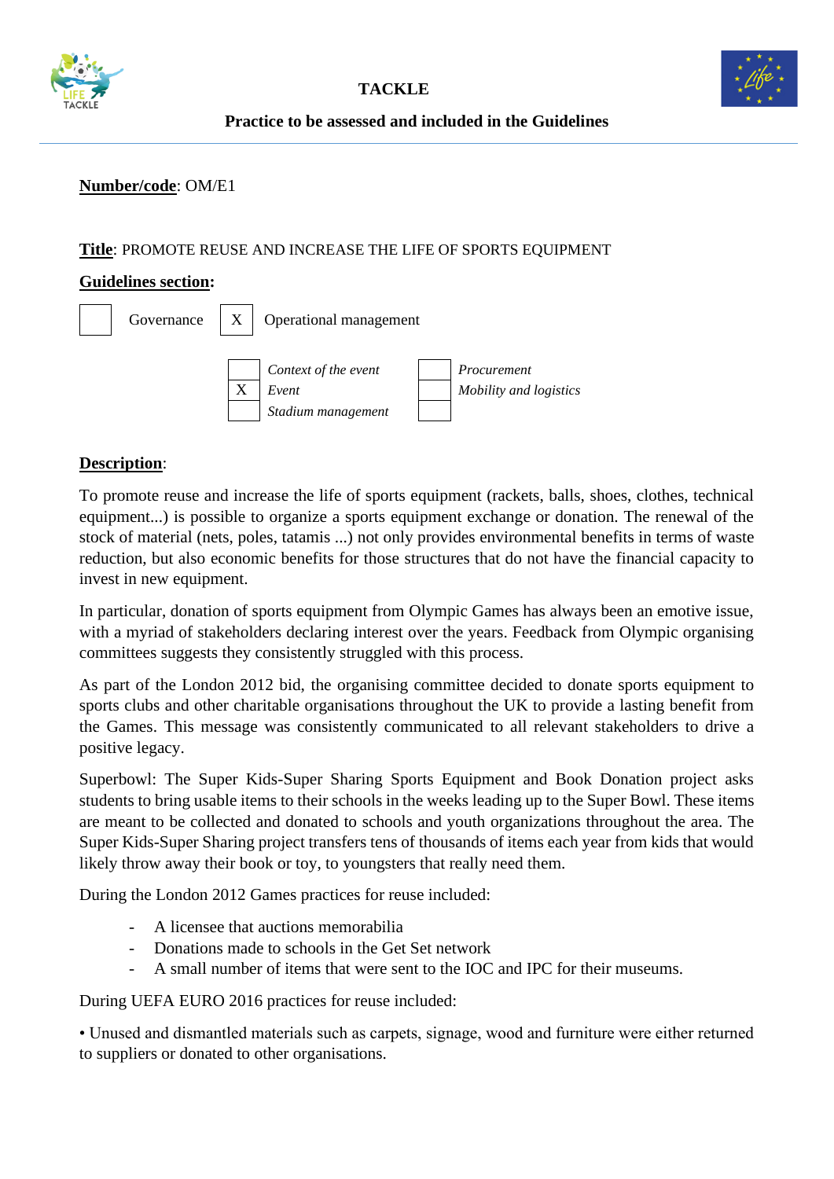**TACKLE**

**Practice to be assessed and included in the Guidelines**

**Number/code**: OM/E1

**Title**: PROMOTE REUSE AND INCREASE THE LIFE OF SPORTS EQUIPMENT

**Guidelines section:**

| | | | |
|---|---|---|---|
| [ ] | Governance | [X] | Operational management |

| | | | |
|---|---|---|---|
| [ ] | *Context of the event* | [ ] | *Procurement* |
| [X] | *Event* | [ ] | *Mobility and logistics* |
| [ ] | *Stadium management* | [ ] | |

**Description**:

To promote reuse and increase the life of sports equipment (rackets, balls, shoes, clothes, technical equipment...) is possible to organize a sports equipment exchange or donation. The renewal of the stock of material (nets, poles, tatamis ...) not only provides environmental benefits in terms of waste reduction, but also economic benefits for those structures that do not have the financial capacity to invest in new equipment.

In particular, donation of sports equipment from Olympic Games has always been an emotive issue, with a myriad of stakeholders declaring interest over the years. Feedback from Olympic organising committees suggests they consistently struggled with this process.

As part of the London 2012 bid, the organising committee decided to donate sports equipment to sports clubs and other charitable organisations throughout the UK to provide a lasting benefit from the Games. This message was consistently communicated to all relevant stakeholders to drive a positive legacy.

Superbowl: The Super Kids-Super Sharing Sports Equipment and Book Donation project asks students to bring usable items to their schools in the weeks leading up to the Super Bowl. These items are meant to be collected and donated to schools and youth organizations throughout the area. The Super Kids-Super Sharing project transfers tens of thousands of items each year from kids that would likely throw away their book or toy, to youngsters that really need them.

During the London 2012 Games practices for reuse included:

- A licensee that auctions memorabilia
- Donations made to schools in the Get Set network
- A small number of items that were sent to the IOC and IPC for their museums.

During UEFA EURO 2016 practices for reuse included:

• Unused and dismantled materials such as carpets, signage, wood and furniture were either returned to suppliers or donated to other organisations.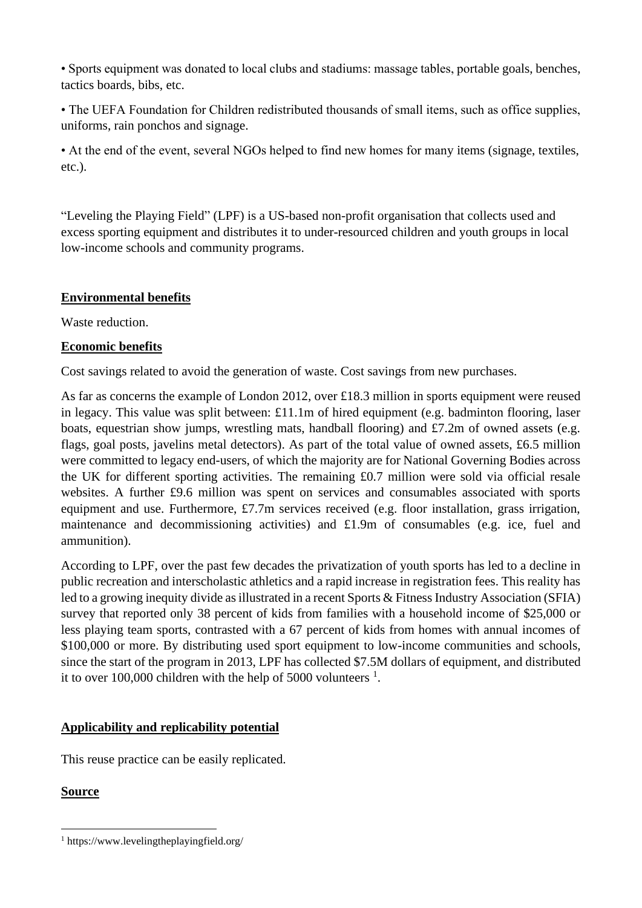• Sports equipment was donated to local clubs and stadiums: massage tables, portable goals, benches, tactics boards, bibs, etc.

• The UEFA Foundation for Children redistributed thousands of small items, such as office supplies, uniforms, rain ponchos and signage.

• At the end of the event, several NGOs helped to find new homes for many items (signage, textiles, etc.).

"Leveling the Playing Field" (LPF) is a US-based non-profit organisation that collects used and excess sporting equipment and distributes it to under-resourced children and youth groups in local low-income schools and community programs.

## Environmental benefits

Waste reduction.

## Economic benefits

Cost savings related to avoid the generation of waste. Cost savings from new purchases.

As far as concerns the example of London 2012, over £18.3 million in sports equipment were reused in legacy. This value was split between: £11.1m of hired equipment (e.g. badminton flooring, laser boats, equestrian show jumps, wrestling mats, handball flooring) and £7.2m of owned assets (e.g. flags, goal posts, javelins metal detectors). As part of the total value of owned assets, £6.5 million were committed to legacy end-users, of which the majority are for National Governing Bodies across the UK for different sporting activities. The remaining £0.7 million were sold via official resale websites. A further £9.6 million was spent on services and consumables associated with sports equipment and use. Furthermore, £7.7m services received (e.g. floor installation, grass irrigation, maintenance and decommissioning activities) and £1.9m of consumables (e.g. ice, fuel and ammunition).

According to LPF, over the past few decades the privatization of youth sports has led to a decline in public recreation and interscholastic athletics and a rapid increase in registration fees. This reality has led to a growing inequity divide as illustrated in a recent Sports & Fitness Industry Association (SFIA) survey that reported only 38 percent of kids from families with a household income of $25,000 or less playing team sports, contrasted with a 67 percent of kids from homes with annual incomes of $100,000 or more. By distributing used sport equipment to low-income communities and schools, since the start of the program in 2013, LPF has collected $7.5M dollars of equipment, and distributed it to over 100,000 children with the help of 5000 volunteers [1].

## Applicability and replicability potential

This reuse practice can be easily replicated.

## Source

[1] https://www.levelingtheplayingfield.org/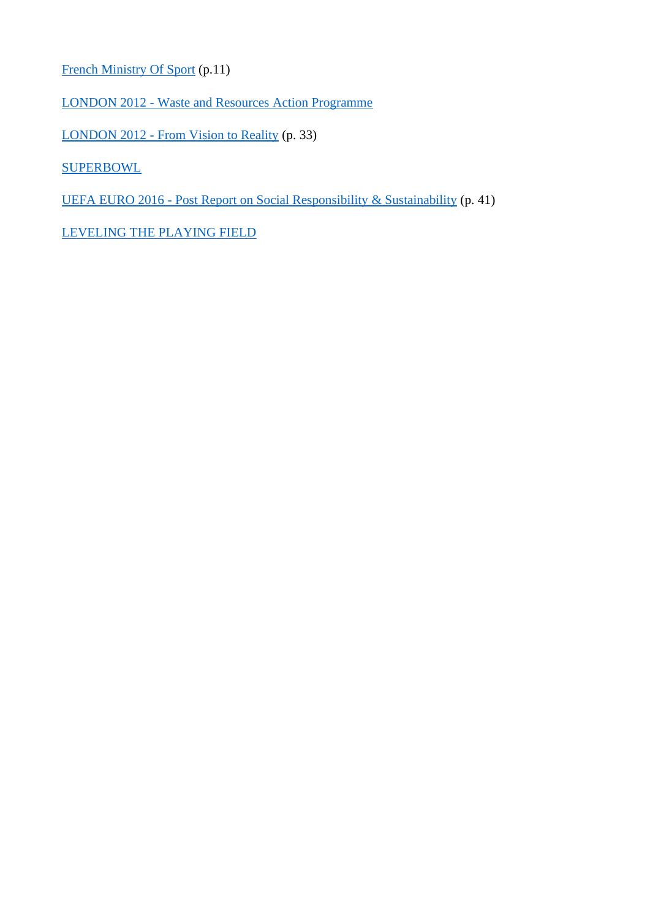French Ministry Of Sport (p.11)

LONDON 2012 - Waste and Resources Action Programme

LONDON 2012 - From Vision to Reality (p. 33)

SUPERBOWL

UEFA EURO 2016 - Post Report on Social Responsibility & Sustainability (p. 41)

LEVELING THE PLAYING FIELD